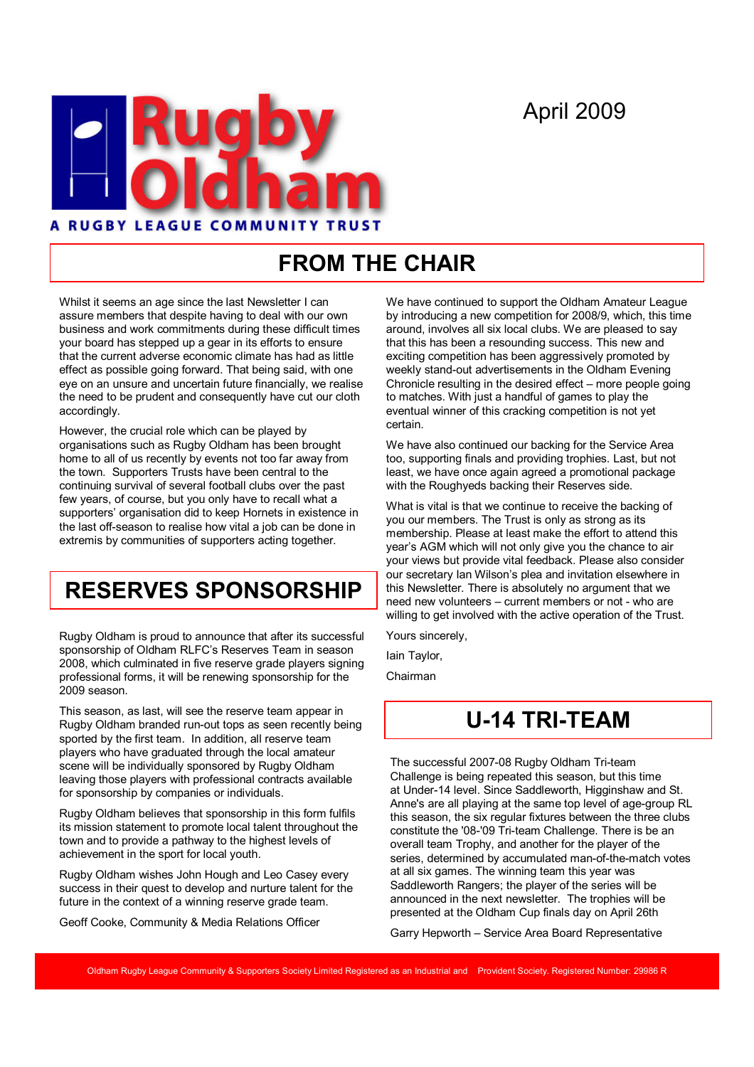# Rugby Oldham

A RUGBY LEAGUE COMMUNITY TRUST

April 2009

## FROM THE CHAIR

Whilst it seems an age since the last Newsletter I can assure members that despite having to deal with our own business and work commitments during these difficult times your board has stepped up a gear in its efforts to ensure that the current adverse economic climate has had as little effect as possible going forward. That being said, with one eye on an unsure and uncertain future financially, we realise the need to be prudent and consequently have cut our cloth accordingly.

However, the crucial role which can be played by organisations such as Rugby Oldham has been brought home to all of us recently by events not too far away from the town. Supporters Trusts have been central to the continuing survival of several football clubs over the past few years, of course, but you only have to recall what a supporters' organisation did to keep Hornets in existence in the last off-season to realise how vital a job can be done in extremis by communities of supporters acting together.

We have continued to support the Oldham Amateur League by introducing a new competition for 2008/9, which, this time around, involves all six local clubs. We are pleased to say that this has been a resounding success. This new and exciting competition has been aggressively promoted by weekly stand-out advertisements in the Oldham Evening Chronicle resulting in the desired effect – more people going to matches. With just a handful of games to play the eventual winner of this cracking competition is not yet certain.

We have also continued our backing for the Service Area too, supporting finals and providing trophies. Last, but not least, we have once again agreed a promotional package with the Roughyeds backing their Reserves side.

What is vital is that we continue to receive the backing of you our members. The Trust is only as strong as its membership. Please at least make the effort to attend this year's AGM which will not only give you the chance to air your views but provide vital feedback. Please also consider our secretary Ian Wilson's plea and invitation elsewhere in this Newsletter. There is absolutely no argument that we need new volunteers – current members or not - who are willing to get involved with the active operation of the Trust.

Yours sincerely,

Iain Taylor,

Chairman

## RESERVES SPONSORSHIP

Rugby Oldham is proud to announce that after its successful sponsorship of Oldham RLFC's Reserves Team in season 2008, which culminated in five reserve grade players signing professional forms, it will be renewing sponsorship for the 2009 season.

This season, as last, will see the reserve team appear in Rugby Oldham branded run-out tops as seen recently being sported by the first team. In addition, all reserve team players who have graduated through the local amateur scene will be individually sponsored by Rugby Oldham leaving those players with professional contracts available for sponsorship by companies or individuals.

Rugby Oldham believes that sponsorship in this form fulfils its mission statement to promote local talent throughout the town and to provide a pathway to the highest levels of achievement in the sport for local youth.

Rugby Oldham wishes John Hough and Leo Casey every success in their quest to develop and nurture talent for the future in the context of a winning reserve grade team.

Geoff Cooke, Community & Media Relations Officer

## U-14 TRI-TEAM

The successful 2007-08 Rugby Oldham Tri-team Challenge is being repeated this season, but this time at Under-14 level. Since Saddleworth, Higginshaw and St. Anne's are all playing at the same top level of age-group RL this season, the six regular fixtures between the three clubs constitute the '08-'09 Tri-team Challenge. There is be an overall team Trophy, and another for the player of the series, determined by accumulated man-of-the-match votes at all six games. The winning team this year was Saddleworth Rangers; the player of the series will be announced in the next newsletter. The trophies will be presented at the Oldham Cup finals day on April 26th

Garry Hepworth – Service Area Board Representative

Oldham Rugby League Community & Supporters Society Limited Registered as an Industrial and Provident Society. Registered Number: 29986 R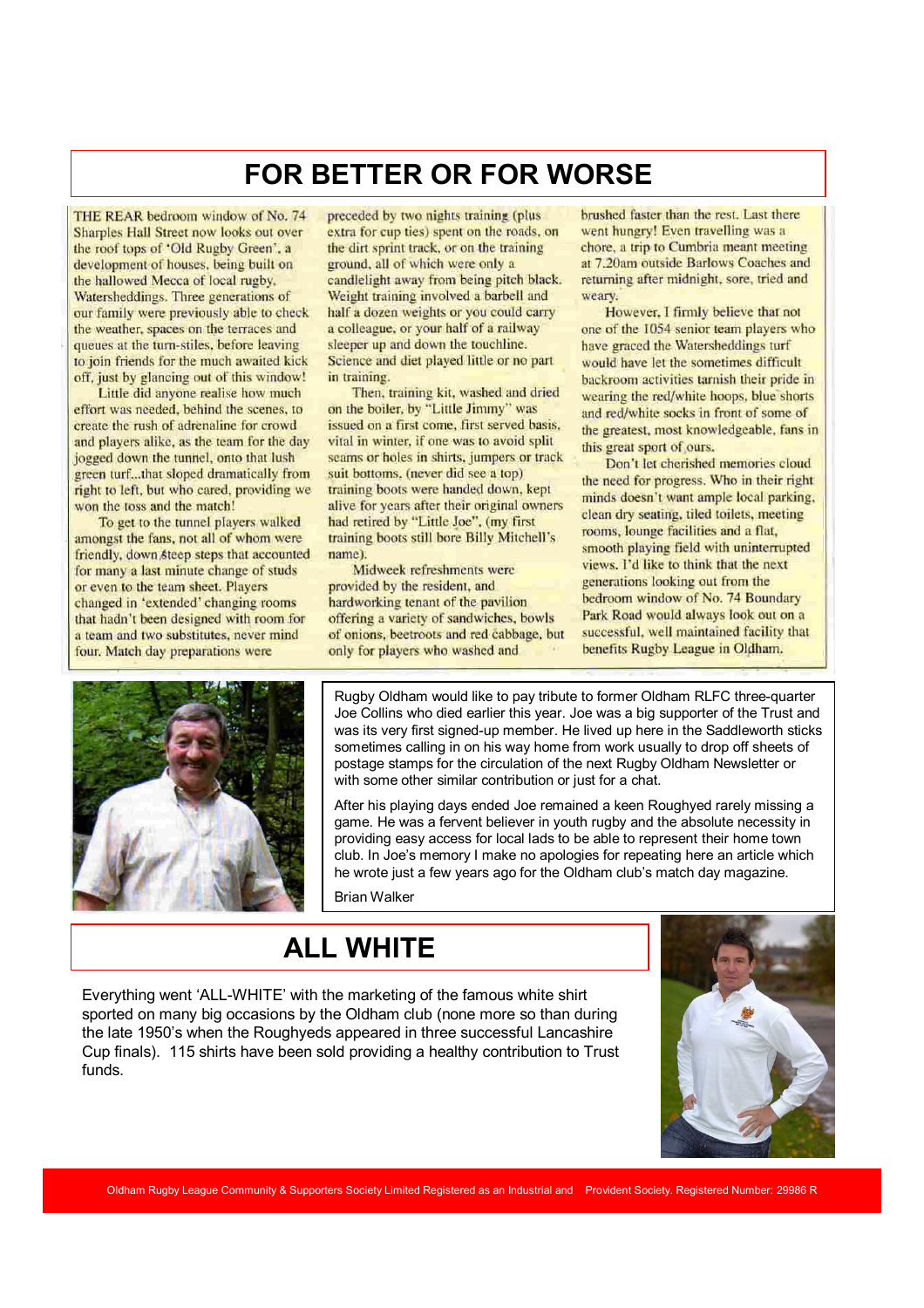# FOR BETTER OR FOR WORSE

THE REAR bedroom window of No. 74 Sharples Hall Street now looks out over the roof tops of 'Old Rugby Green', a development of houses, being built on the hallowed Mecca of local rugby, Watersheddings. Three generations of our family were previously able to check the weather, spaces on the terraces and queues at the turn-stiles, before leaving to join friends for the much awaited kick off, just by glancing out of this window!

Little did anyone realise how much effort was needed, behind the scenes, to create the rush of adrenaline for crowd and players alike, as the team for the day jogged down the tunnel, onto that lush green turf...that sloped dramatically from right to left, but who cared, providing we won the toss and the match!

To get to the tunnel players walked amongst the fans, not all of whom were friendly, down steep steps that accounted for many a last minute change of studs or even to the team sheet. Players changed in 'extended' changing rooms that hadn't been designed with room for a team and two substitutes, never mind four. Match day preparations were preceded by two nights training (plus extra for cup ties) spent on the roads, on the dirt sprint track, or on the training ground, all of which were only a candlelight away from being pitch black. Weight training involved a barbell and half a dozen weights or you could carry a colleague, or your half of a railway sleeper up and down the touchline. Science and diet played little or no part in training.

Then, training kit, washed and dried on the boiler, by "Little Jimmy" was issued on a first come, first served basis, vital in winter, if one was to avoid split seams or holes in shirts, jumpers or track suit bottoms, (never did see a top) training boots were handed down, kept alive for years after their original owners had retired by "Little Joe", (my first training boots still bore Billy Mitchell's name).

Midweek refreshments were provided by the resident, and hardworking tenant of the pavilion offering a variety of sandwiches, bowls of onions, beetroots and red cabbage, but only for players who washed and brushed faster than the rest. Last there went hungry! Even travelling was a chore, a trip to Cumbria meant meeting at 7.20am outside Barlows Coaches and returning after midnight, sore, tried and weary.

However, I firmly believe that not one of the 1054 senior team players who have graced the Watersheddings turf would have let the sometimes difficult backroom activities tarnish their pride in wearing the red/white hoops, blue shorts and red/white socks in front of some of the greatest, most knowledgeable, fans in this great sport of ours.

Don't let cherished memories cloud the need for progress. Who in their right minds doesn't want ample local parking, clean dry seating, tiled toilets, meeting rooms, lounge facilities and a flat, smooth playing field with uninterrupted views. I'd like to think that the next generations looking out from the bedroom window of No. 74 Boundary Park Road would always look out on a successful, well maintained facility that benefits Rugby League in Oldham.

Rugby Oldham would like to pay tribute to former Oldham RLFC three-quarter Joe Collins who died earlier this year. Joe was a big supporter of the Trust and was its very first signed-up member. He lived up here in the Saddleworth sticks sometimes calling in on his way home from work usually to drop off sheets of postage stamps for the circulation of the next Rugby Oldham Newsletter or with some other similar contribution or just for a chat.

After his playing days ended Joe remained a keen Roughyed rarely missing a game. He was a fervent believer in youth rugby and the absolute necessity in providing easy access for local lads to be able to represent their home town club. In Joe's memory I make no apologies for repeating here an article which he wrote just a few years ago for the Oldham club's match day magazine.

Brian Walker

# ALL WHITE

Everything went 'ALL-WHITE' with the marketing of the famous white shirt sported on many big occasions by the Oldham club (none more so than during the late 1950's when the Roughyeds appeared in three successful Lancashire Cup finals). 115 shirts have been sold providing a healthy contribution to Trust funds.

Oldham Rugby League Community & Supporters Society Limited Registered as an Industrial and Provident Society. Registered Number: 29986 R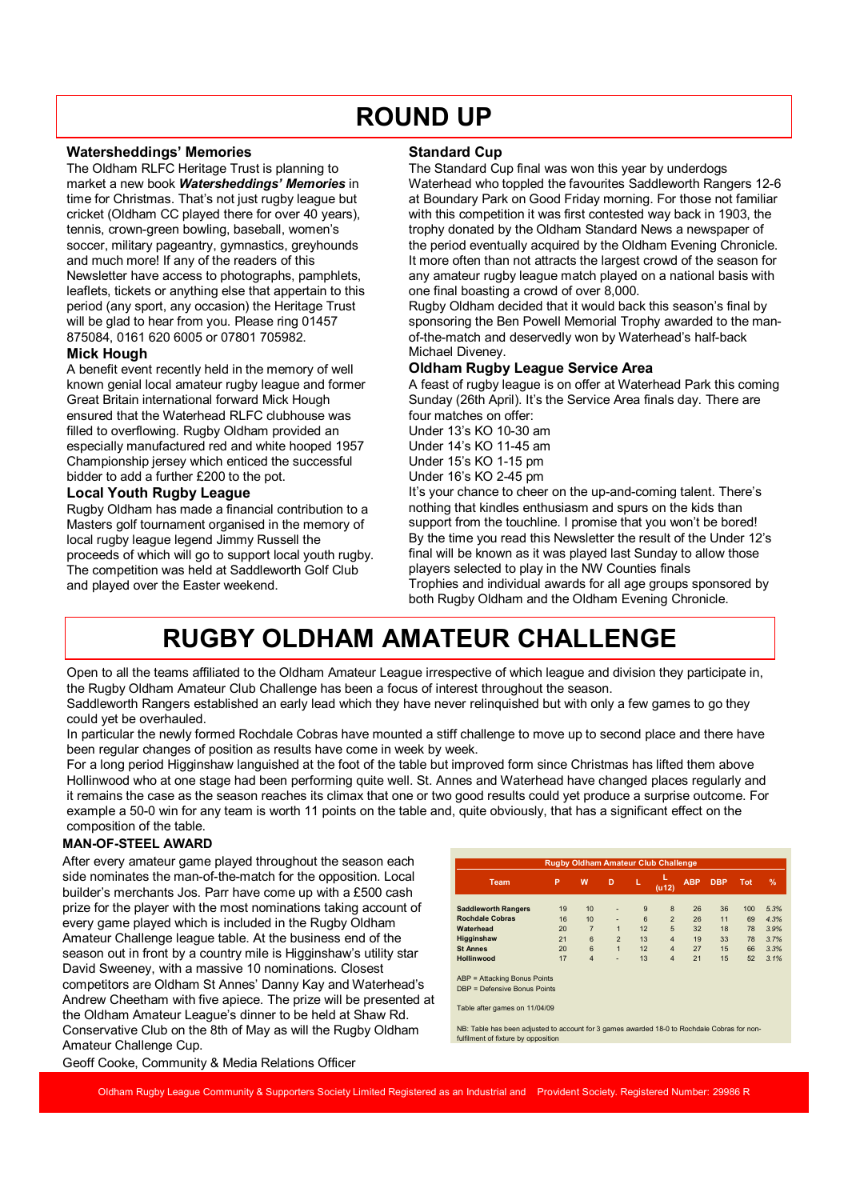# ROUND UP

### Watersheddings' Memories

The Oldham RLFC Heritage Trust is planning to market a new book ***Watersheddings' Memories*** in time for Christmas. That's not just rugby league but cricket (Oldham CC played there for over 40 years), tennis, crown-green bowling, baseball, women's soccer, military pageantry, gymnastics, greyhounds and much more! If any of the readers of this Newsletter have access to photographs, pamphlets, leaflets, tickets or anything else that appertain to this period (any sport, any occasion) the Heritage Trust will be glad to hear from you. Please ring 01457 875084, 0161 620 6005 or 07801 705982.

### Mick Hough

A benefit event recently held in the memory of well known genial local amateur rugby league and former Great Britain international forward Mick Hough ensured that the Waterhead RLFC clubhouse was filled to overflowing. Rugby Oldham provided an especially manufactured red and white hooped 1957 Championship jersey which enticed the successful bidder to add a further £200 to the pot.

### Local Youth Rugby League

Rugby Oldham has made a financial contribution to a Masters golf tournament organised in the memory of local rugby league legend Jimmy Russell the proceeds of which will go to support local youth rugby. The competition was held at Saddleworth Golf Club and played over the Easter weekend.

### Standard Cup

The Standard Cup final was won this year by underdogs Waterhead who toppled the favourites Saddleworth Rangers 12-6 at Boundary Park on Good Friday morning. For those not familiar with this competition it was first contested way back in 1903, the trophy donated by the Oldham Standard News a newspaper of the period eventually acquired by the Oldham Evening Chronicle. It more often than not attracts the largest crowd of the season for any amateur rugby league match played on a national basis with one final boasting a crowd of over 8,000.

Rugby Oldham decided that it would back this season's final by sponsoring the Ben Powell Memorial Trophy awarded to the man-of-the-match and deservedly won by Waterhead's half-back Michael Diveney.

### Oldham Rugby League Service Area

A feast of rugby league is on offer at Waterhead Park this coming Sunday (26th April). It's the Service Area finals day. There are four matches on offer:

Under 13's KO 10-30 am
Under 14's KO 11-45 am
Under 15's KO 1-15 pm
Under 16's KO 2-45 pm

It's your chance to cheer on the up-and-coming talent. There's nothing that kindles enthusiasm and spurs on the kids than support from the touchline. I promise that you won't be bored!

By the time you read this Newsletter the result of the Under 12's final will be known as it was played last Sunday to allow those players selected to play in the NW Counties finals

Trophies and individual awards for all age groups sponsored by both Rugby Oldham and the Oldham Evening Chronicle.

# RUGBY OLDHAM AMATEUR CHALLENGE

Open to all the teams affiliated to the Oldham Amateur League irrespective of which league and division they participate in, the Rugby Oldham Amateur Club Challenge has been a focus of interest throughout the season.

Saddleworth Rangers established an early lead which they have never relinquished but with only a few games to go they could yet be overhauled.

In particular the newly formed Rochdale Cobras have mounted a stiff challenge to move up to second place and there have been regular changes of position as results have come in week by week.

For a long period Higginshaw languished at the foot of the table but improved form since Christmas has lifted them above Hollinwood who at one stage had been performing quite well. St. Annes and Waterhead have changed places regularly and it remains the case as the season reaches its climax that one or two good results could yet produce a surprise outcome. For example a 50-0 win for any team is worth 11 points on the table and, quite obviously, that has a significant effect on the composition of the table.

### MAN-OF-STEEL AWARD

After every amateur game played throughout the season each side nominates the man-of-the-match for the opposition. Local builder's merchants Jos. Parr have come up with a £500 cash prize for the player with the most nominations taking account of every game played which is included in the Rugby Oldham Amateur Challenge league table. At the business end of the season out in front by a country mile is Higginshaw's utility star David Sweeney, with a massive 10 nominations. Closest competitors are Oldham St Annes' Danny Kay and Waterhead's Andrew Cheetham with five apiece. The prize will be presented at the Oldham Amateur League's dinner to be held at Shaw Rd. Conservative Club on the 8th of May as will the Rugby Oldham Amateur Challenge Cup.

Geoff Cooke, Community & Media Relations Officer

**Rugby Oldham Amateur Club Challenge**

| Team | P | W | D | L | L (u12) | ABP | DBP | Tot | % |
|---|---|---|---|---|---|---|---|---|---|
| Saddleworth Rangers | 19 | 10 | - | 9 | 8 | 26 | 36 | 100 | 5.3% |
| Rochdale Cobras | 16 | 10 | - | 6 | 2 | 26 | 11 | 69 | 4.3% |
| Waterhead | 20 | 7 | 1 | 12 | 5 | 32 | 18 | 78 | 3.9% |
| Higginshaw | 21 | 6 | 2 | 13 | 4 | 19 | 33 | 78 | 3.7% |
| St Annes | 20 | 6 | 1 | 12 | 4 | 27 | 15 | 66 | 3.3% |
| Hollinwood | 17 | 4 | - | 13 | 4 | 21 | 15 | 52 | 3.1% |

ABP = Attacking Bonus Points
DBP = Defensive Bonus Points

Table after games on 11/04/09

NB: Table has been adjusted to account for 3 games awarded 18-0 to Rochdale Cobras for non-fulfilment of fixture by opposition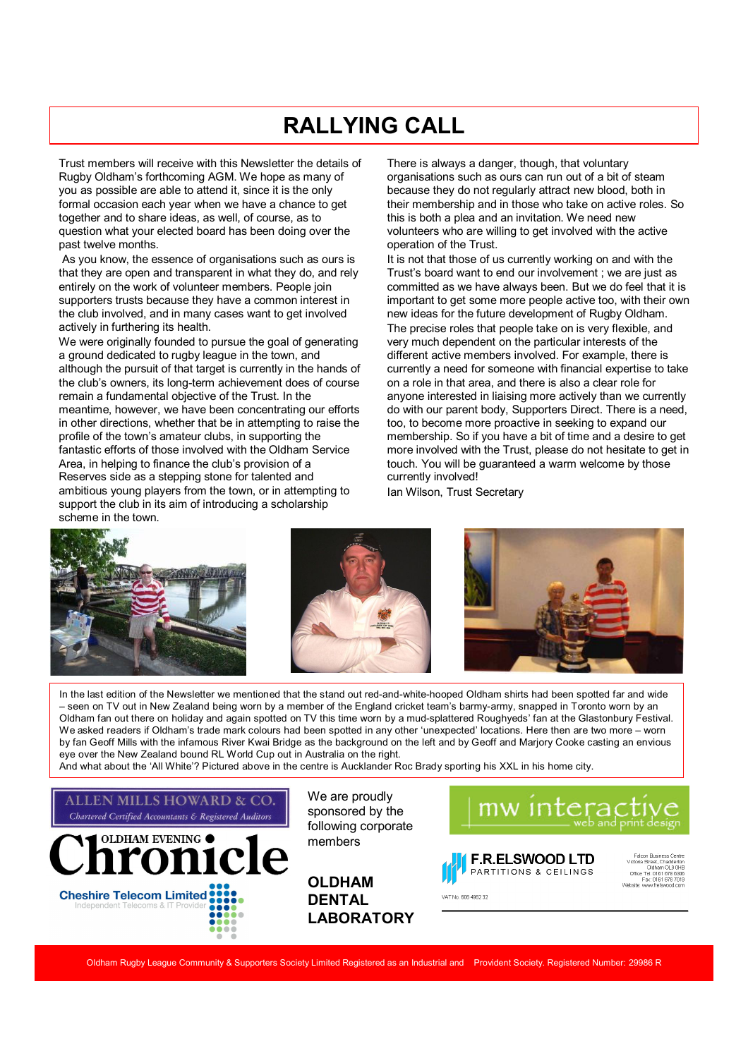# RALLYING CALL

Trust members will receive with this Newsletter the details of Rugby Oldham's forthcoming AGM. We hope as many of you as possible are able to attend it, since it is the only formal occasion each year when we have a chance to get together and to share ideas, as well, of course, as to question what your elected board has been doing over the past twelve months.

As you know, the essence of organisations such as ours is that they are open and transparent in what they do, and rely entirely on the work of volunteer members. People join supporters trusts because they have a common interest in the club involved, and in many cases want to get involved actively in furthering its health.

We were originally founded to pursue the goal of generating a ground dedicated to rugby league in the town, and although the pursuit of that target is currently in the hands of the club's owners, its long-term achievement does of course remain a fundamental objective of the Trust. In the meantime, however, we have been concentrating our efforts in other directions, whether that be in attempting to raise the profile of the town's amateur clubs, in supporting the fantastic efforts of those involved with the Oldham Service Area, in helping to finance the club's provision of a Reserves side as a stepping stone for talented and ambitious young players from the town, or in attempting to support the club in its aim of introducing a scholarship scheme in the town.

There is always a danger, though, that voluntary organisations such as ours can run out of a bit of steam because they do not regularly attract new blood, both in their membership and in those who take on active roles. So this is both a plea and an invitation. We need new volunteers who are willing to get involved with the active operation of the Trust.

It is not that those of us currently working on and with the Trust's board want to end our involvement ; we are just as committed as we have always been. But we do feel that it is important to get some more people active too, with their own new ideas for the future development of Rugby Oldham.

The precise roles that people take on is very flexible, and very much dependent on the particular interests of the different active members involved. For example, there is currently a need for someone with financial expertise to take on a role in that area, and there is also a clear role for anyone interested in liaising more actively than we currently do with our parent body, Supporters Direct. There is a need, too, to become more proactive in seeking to expand our membership. So if you have a bit of time and a desire to get more involved with the Trust, please do not hesitate to get in touch. You will be guaranteed a warm welcome by those currently involved!

Ian Wilson, Trust Secretary

In the last edition of the Newsletter we mentioned that the stand out red-and-white-hooped Oldham shirts had been spotted far and wide – seen on TV out in New Zealand being worn by a member of the England cricket team's barmy-army, snapped in Toronto worn by an Oldham fan out there on holiday and again spotted on TV this time worn by a mud-splattered Roughyeds' fan at the Glastonbury Festival. We asked readers if Oldham's trade mark colours had been spotted in any other 'unexpected' locations. Here then are two more – worn by fan Geoff Mills with the infamous River Kwai Bridge as the background on the left and by Geoff and Marjory Cooke casting an envious eye over the New Zealand bound RL World Cup out in Australia on the right.
And what about the 'All White'? Pictured above in the centre is Aucklander Roc Brady sporting his XXL in his home city.

We are proudly sponsored by the following corporate members

ALLEN MILLS HOWARD & CO.
Chartered Certified Accountants & Registered Auditors

OLDHAM EVENING Chronicle

Cheshire Telecom Limited
Independent Telecoms & IT Provider

**OLDHAM DENTAL LABORATORY**

mw interactive
web and print design

F.R.ELSWOOD LTD
PARTITIONS & CEILINGS

Falcon Business Centre
Victoria Street, Chadderton
Oldham OL9 0HB
Office Tel: 0161 678 6366
Fax: 0161 678 7019
Website: www.frelswood.com

VAT No: 806 4962 32

Oldham Rugby League Community & Supporters Society Limited Registered as an Industrial and Provident Society. Registered Number: 29986 R